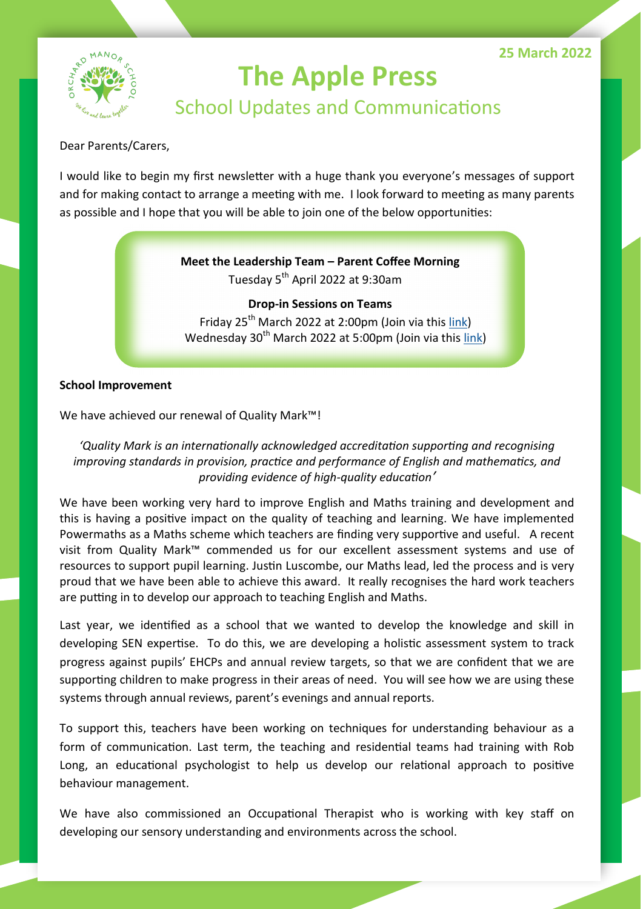25 March 2022

# The Apple Press

## School Updates and Communications

Dear Parents/Carers,

I would like to begin my first newsletter with a huge thank you everyone's messages of support and for making contact to arrange a meeting with me. I look forward to meeting as many parents as possible and I hope that you will be able to join one of the below opportunities:

**Meet the Leadership Team – Parent Coffee Morning**
Tuesday 5th April 2022 at 9:30am

**Drop-in Sessions on Teams**
Friday 25th March 2022 at 2:00pm (Join via this link)
Wednesday 30th March 2022 at 5:00pm (Join via this link)

**School Improvement**

We have achieved our renewal of Quality Mark™!

*'Quality Mark is an internationally acknowledged accreditation supporting and recognising improving standards in provision, practice and performance of English and mathematics, and providing evidence of high-quality education'*

We have been working very hard to improve English and Maths training and development and this is having a positive impact on the quality of teaching and learning. We have implemented Powermaths as a Maths scheme which teachers are finding very supportive and useful. A recent visit from Quality Mark™ commended us for our excellent assessment systems and use of resources to support pupil learning. Justin Luscombe, our Maths lead, led the process and is very proud that we have been able to achieve this award. It really recognises the hard work teachers are putting in to develop our approach to teaching English and Maths.

Last year, we identified as a school that we wanted to develop the knowledge and skill in developing SEN expertise. To do this, we are developing a holistic assessment system to track progress against pupils' EHCPs and annual review targets, so that we are confident that we are supporting children to make progress in their areas of need. You will see how we are using these systems through annual reviews, parent's evenings and annual reports.

To support this, teachers have been working on techniques for understanding behaviour as a form of communication. Last term, the teaching and residential teams had training with Rob Long, an educational psychologist to help us develop our relational approach to positive behaviour management.

We have also commissioned an Occupational Therapist who is working with key staff on developing our sensory understanding and environments across the school.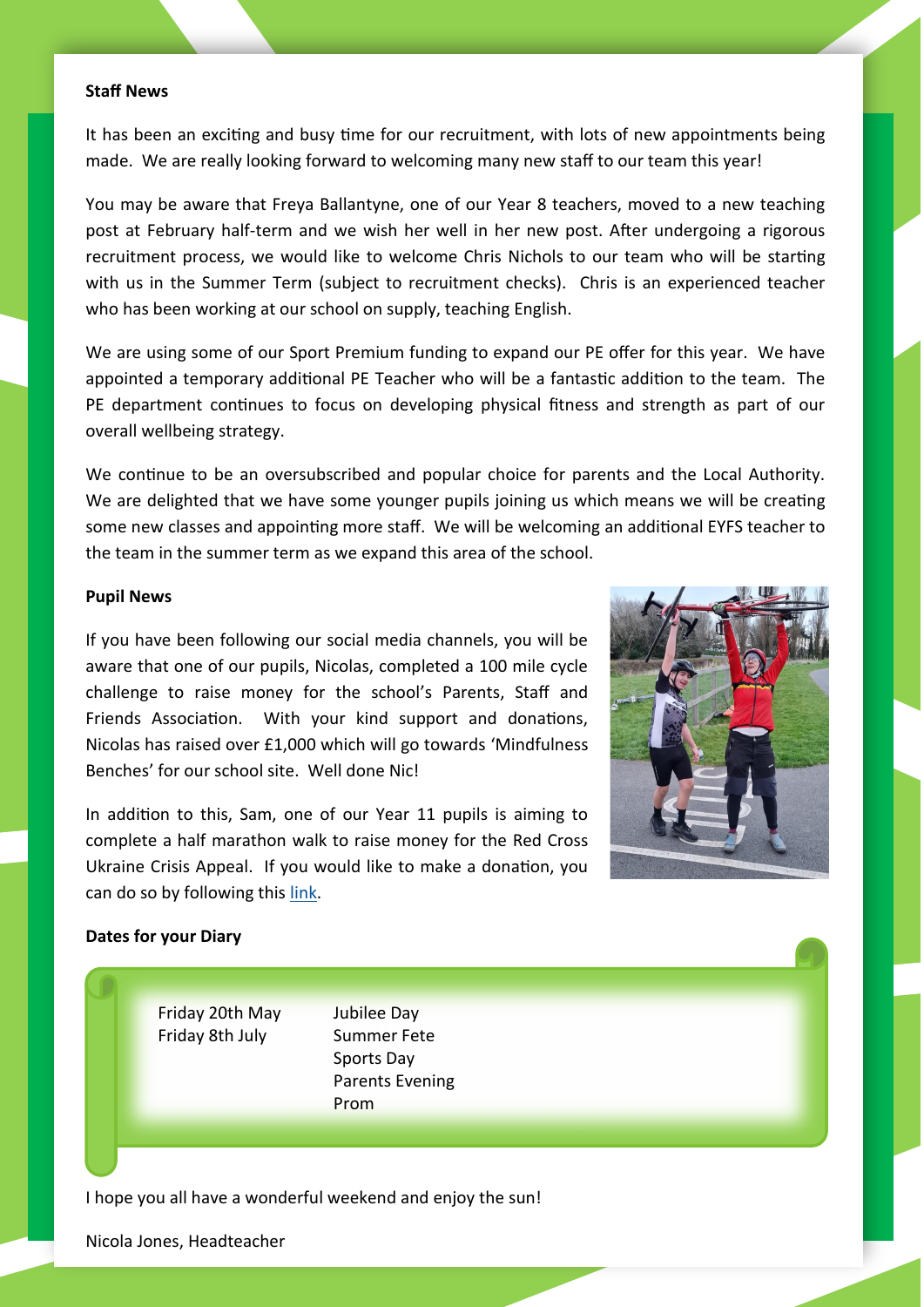**Staff News**

It has been an exciting and busy time for our recruitment, with lots of new appointments being made. We are really looking forward to welcoming many new staff to our team this year!

You may be aware that Freya Ballantyne, one of our Year 8 teachers, moved to a new teaching post at February half-term and we wish her well in her new post. After undergoing a rigorous recruitment process, we would like to welcome Chris Nichols to our team who will be starting with us in the Summer Term (subject to recruitment checks). Chris is an experienced teacher who has been working at our school on supply, teaching English.

We are using some of our Sport Premium funding to expand our PE offer for this year. We have appointed a temporary additional PE Teacher who will be a fantastic addition to the team. The PE department continues to focus on developing physical fitness and strength as part of our overall wellbeing strategy.

We continue to be an oversubscribed and popular choice for parents and the Local Authority. We are delighted that we have some younger pupils joining us which means we will be creating some new classes and appointing more staff. We will be welcoming an additional EYFS teacher to the team in the summer term as we expand this area of the school.

**Pupil News**

If you have been following our social media channels, you will be aware that one of our pupils, Nicolas, completed a 100 mile cycle challenge to raise money for the school's Parents, Staff and Friends Association. With your kind support and donations, Nicolas has raised over £1,000 which will go towards 'Mindfulness Benches' for our school site. Well done Nic!

In addition to this, Sam, one of our Year 11 pupils is aiming to complete a half marathon walk to raise money for the Red Cross Ukraine Crisis Appeal. If you would like to make a donation, you can do so by following this link.

**Dates for your Diary**

| | |
|---|---|
| Friday 20th May | Jubilee Day |
| Friday 8th July | Summer Fete |
| | Sports Day |
| | Parents Evening |
| | Prom |

I hope you all have a wonderful weekend and enjoy the sun!

Nicola Jones, Headteacher